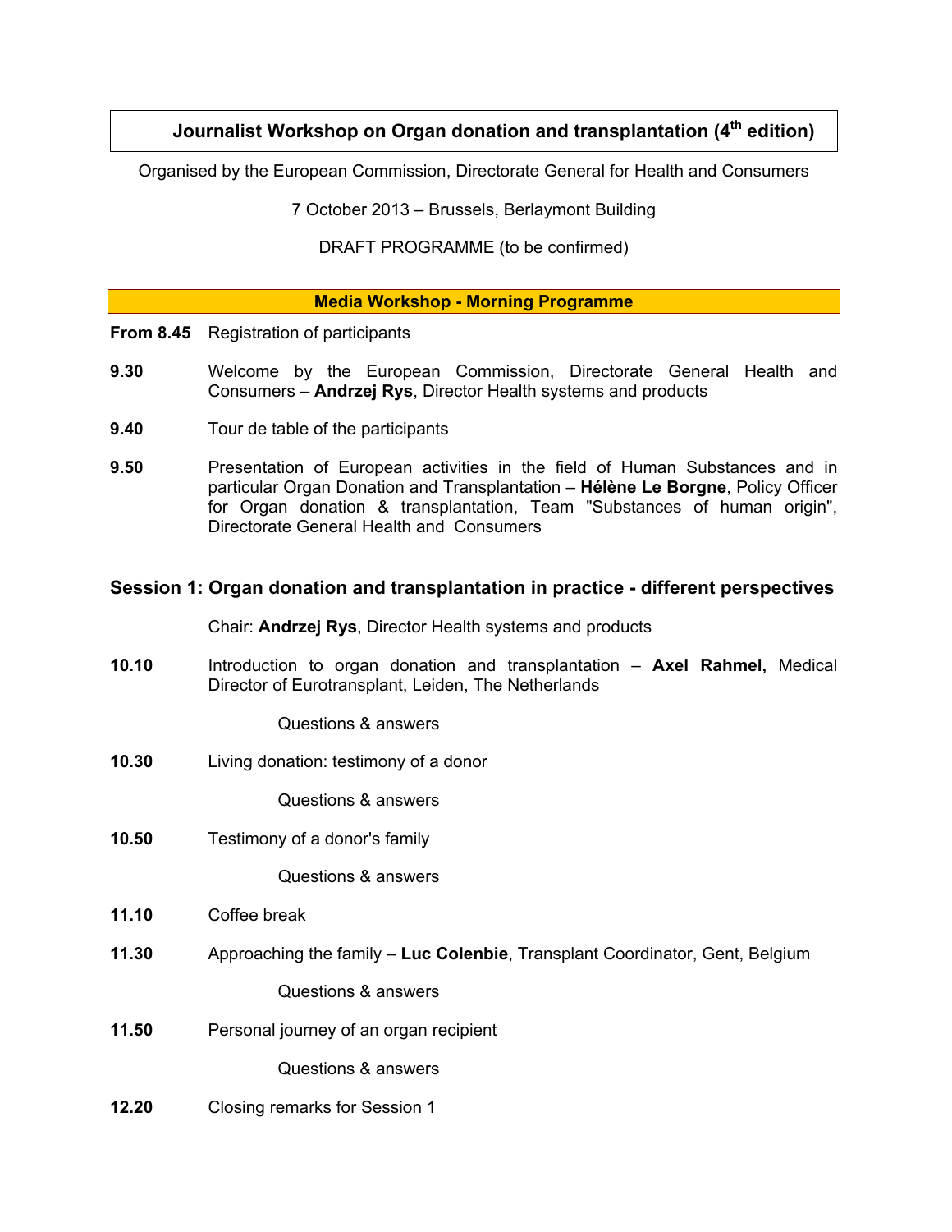# Journalist Workshop on Organ donation and transplantation (4th edition)

Organised by the European Commission, Directorate General for Health and Consumers

7 October 2013 – Brussels, Berlaymont Building

DRAFT PROGRAMME (to be confirmed)

## Media Workshop - Morning Programme

**From 8.45** Registration of participants

**9.30** Welcome by the European Commission, Directorate General Health and Consumers – **Andrzej Rys**, Director Health systems and products

**9.40** Tour de table of the participants

**9.50** Presentation of European activities in the field of Human Substances and in particular Organ Donation and Transplantation – **Hélène Le Borgne**, Policy Officer for Organ donation & transplantation, Team "Substances of human origin", Directorate General Health and Consumers

## Session 1: Organ donation and transplantation in practice - different perspectives

Chair: **Andrzej Rys**, Director Health systems and products

**10.10** Introduction to organ donation and transplantation – **Axel Rahmel,** Medical Director of Eurotransplant, Leiden, The Netherlands

Questions & answers

**10.30** Living donation: testimony of a donor

Questions & answers

**10.50** Testimony of a donor's family

Questions & answers

**11.10** Coffee break

**11.30** Approaching the family – **Luc Colenbie**, Transplant Coordinator, Gent, Belgium

Questions & answers

**11.50** Personal journey of an organ recipient

Questions & answers

**12.20** Closing remarks for Session 1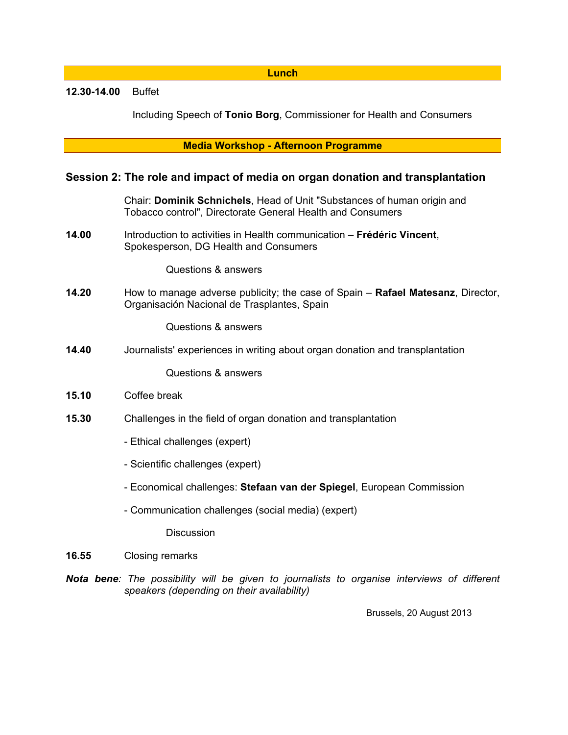**Lunch**

**12.30-14.00** Buffet

Including Speech of **Tonio Borg**, Commissioner for Health and Consumers

**Media Workshop - Afternoon Programme**

## Session 2: The role and impact of media on organ donation and transplantation

Chair: **Dominik Schnichels**, Head of Unit "Substances of human origin and Tobacco control", Directorate General Health and Consumers

**14.00** Introduction to activities in Health communication – **Frédéric Vincent**, Spokesperson, DG Health and Consumers

Questions & answers

**14.20** How to manage adverse publicity; the case of Spain – **Rafael Matesanz**, Director, Organisación Nacional de Trasplantes, Spain

Questions & answers

**14.40** Journalists' experiences in writing about organ donation and transplantation

Questions & answers

**15.10** Coffee break

**15.30** Challenges in the field of organ donation and transplantation

- Ethical challenges (expert)
- Scientific challenges (expert)
- Economical challenges: **Stefaan van der Spiegel**, European Commission
- Communication challenges (social media) (expert)

Discussion

**16.55** Closing remarks

***Nota bene****: The possibility will be given to journalists to organise interviews of different speakers (depending on their availability)*

Brussels, 20 August 2013